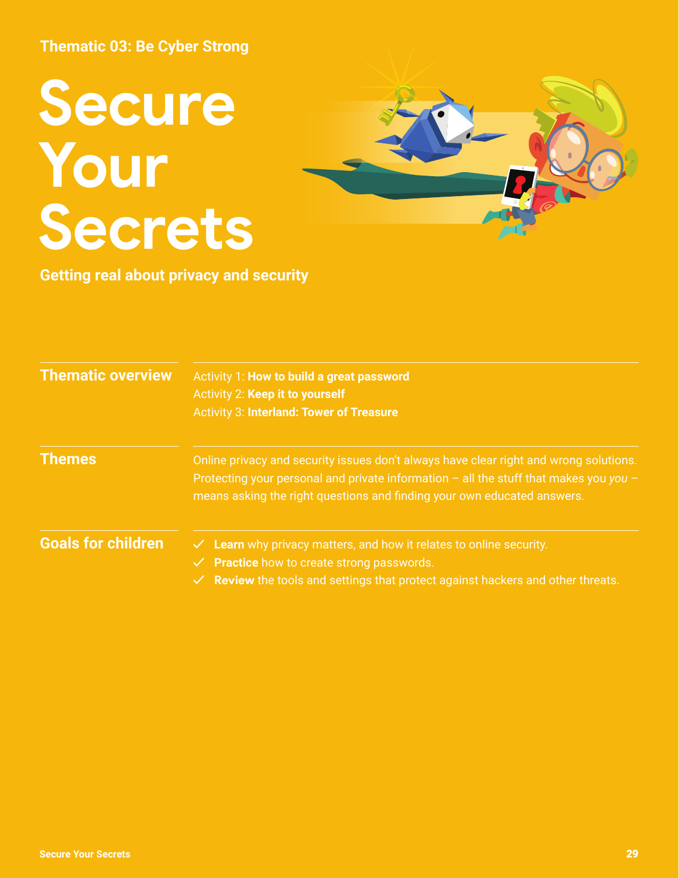Thematic 03: Be Cyber Strong

# Secure Your Secrets

**Getting real about privacy and security**

## Thematic overview

Activity 1: **How to build a great password**
Activity 2: **Keep it to yourself**
Activity 3: **Interland: Tower of Treasure**

## Themes

Online privacy and security issues don't always have clear right and wrong solutions. Protecting your personal and private information – all the stuff that makes you *you* – means asking the right questions and finding your own educated answers.

## Goals for children

- ✓ **Learn** why privacy matters, and how it relates to online security.
- ✓ **Practice** how to create strong passwords.
- ✓ **Review** the tools and settings that protect against hackers and other threats.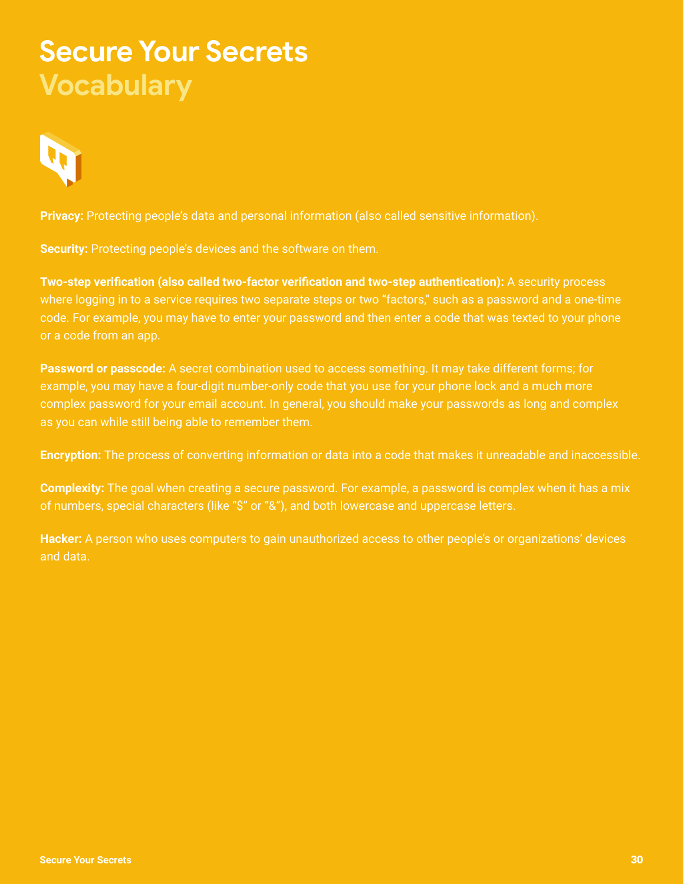# Secure Your Secrets
## Vocabulary

**Privacy:** Protecting people's data and personal information (also called sensitive information).

**Security:** Protecting people's devices and the software on them.

**Two-step verification (also called two-factor verification and two-step authentication):** A security process where logging in to a service requires two separate steps or two "factors," such as a password and a one-time code. For example, you may have to enter your password and then enter a code that was texted to your phone or a code from an app.

**Password or passcode:** A secret combination used to access something. It may take different forms; for example, you may have a four-digit number-only code that you use for your phone lock and a much more complex password for your email account. In general, you should make your passwords as long and complex as you can while still being able to remember them.

**Encryption:** The process of converting information or data into a code that makes it unreadable and inaccessible.

**Complexity:** The goal when creating a secure password. For example, a password is complex when it has a mix of numbers, special characters (like "$" or "&"), and both lowercase and uppercase letters.

**Hacker:** A person who uses computers to gain unauthorized access to other people's or organizations' devices and data.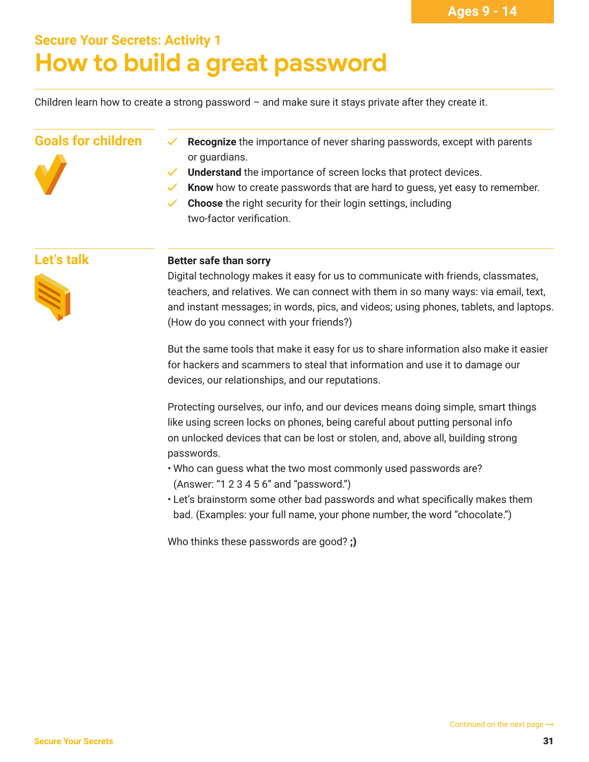Ages 9 - 14

## Secure Your Secrets: Activity 1

# How to build a great password

Children learn how to create a strong password – and make sure it stays private after they create it.

## Goals for children

- ✓ **Recognize** the importance of never sharing passwords, except with parents or guardians.
- ✓ **Understand** the importance of screen locks that protect devices.
- ✓ **Know** how to create passwords that are hard to guess, yet easy to remember.
- ✓ **Choose** the right security for their login settings, including two-factor verification.

## Let's talk

**Better safe than sorry**

Digital technology makes it easy for us to communicate with friends, classmates, teachers, and relatives. We can connect with them in so many ways: via email, text, and instant messages; in words, pics, and videos; using phones, tablets, and laptops. (How do you connect with your friends?)

But the same tools that make it easy for us to share information also make it easier for hackers and scammers to steal that information and use it to damage our devices, our relationships, and our reputations.

Protecting ourselves, our info, and our devices means doing simple, smart things like using screen locks on phones, being careful about putting personal info on unlocked devices that can be lost or stolen, and, above all, building strong passwords.

- Who can guess what the two most commonly used passwords are? (Answer: "1 2 3 4 5 6" and "password.")
- Let's brainstorm some other bad passwords and what specifically makes them bad. (Examples: your full name, your phone number, the word "chocolate.")

Who thinks these passwords are good? **;)**

Continued on the next page →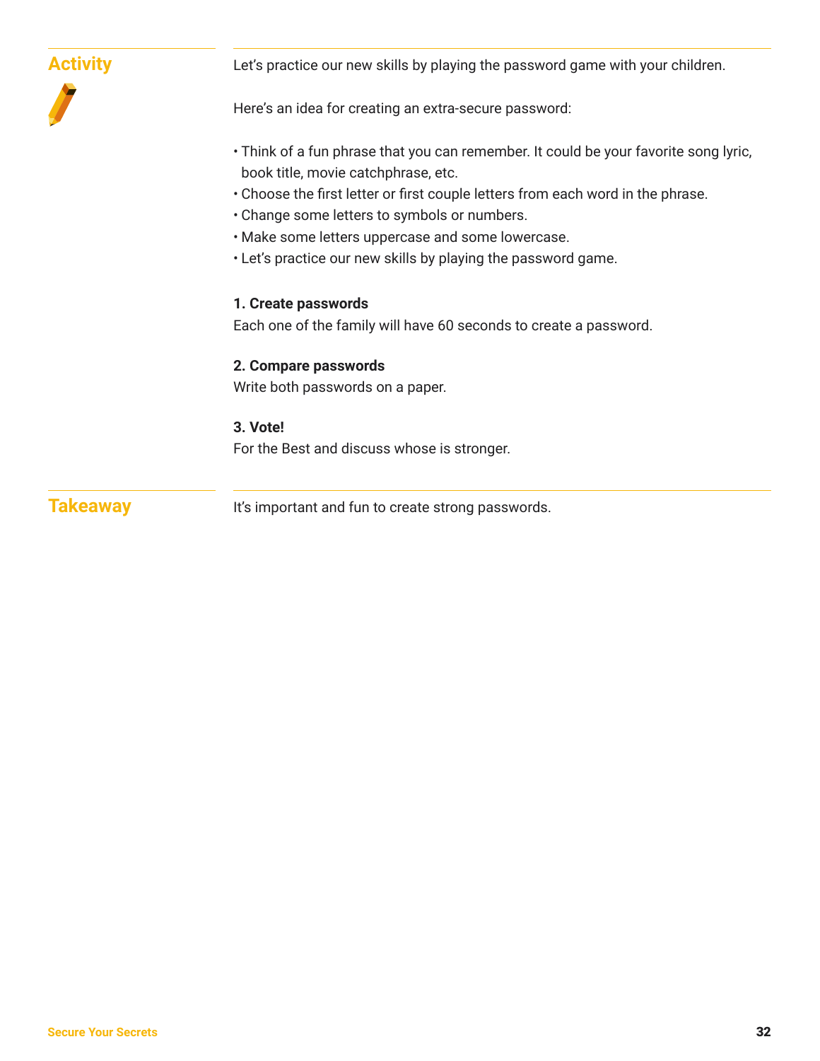## Activity

Let's practice our new skills by playing the password game with your children.

Here's an idea for creating an extra-secure password:

- Think of a fun phrase that you can remember. It could be your favorite song lyric, book title, movie catchphrase, etc.
- Choose the first letter or first couple letters from each word in the phrase.
- Change some letters to symbols or numbers.
- Make some letters uppercase and some lowercase.
- Let's practice our new skills by playing the password game.

**1. Create passwords**
Each one of the family will have 60 seconds to create a password.

**2. Compare passwords**
Write both passwords on a paper.

**3. Vote!**
For the Best and discuss whose is stronger.

## Takeaway

It's important and fun to create strong passwords.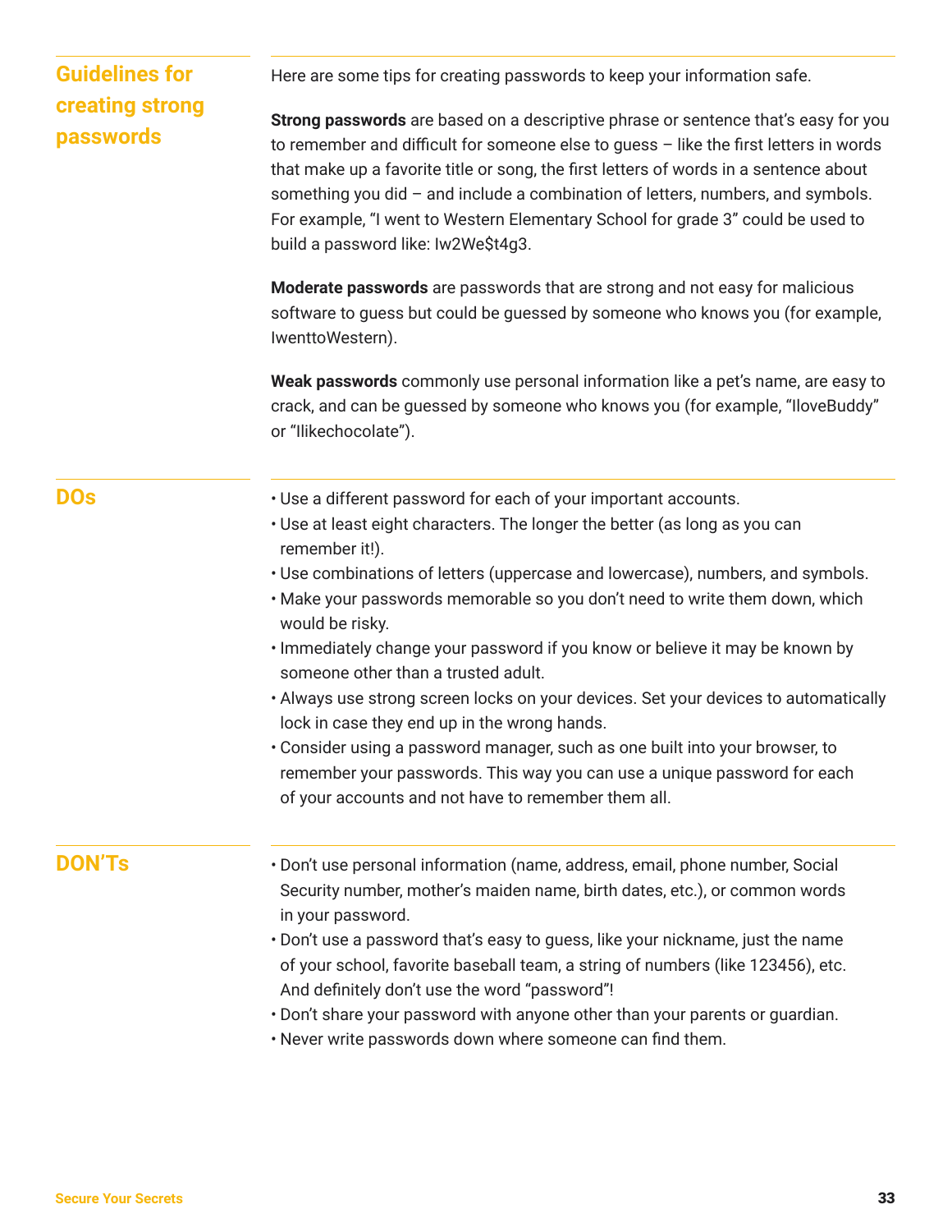## Guidelines for creating strong passwords

Here are some tips for creating passwords to keep your information safe.

**Strong passwords** are based on a descriptive phrase or sentence that's easy for you to remember and difficult for someone else to guess – like the first letters in words that make up a favorite title or song, the first letters of words in a sentence about something you did – and include a combination of letters, numbers, and symbols. For example, "I went to Western Elementary School for grade 3" could be used to build a password like: Iw2We$t4g3.

**Moderate passwords** are passwords that are strong and not easy for malicious software to guess but could be guessed by someone who knows you (for example, IwenttoWestern).

**Weak passwords** commonly use personal information like a pet's name, are easy to crack, and can be guessed by someone who knows you (for example, "IloveBuddy" or "Ilikechocolate").

## DOs

- Use a different password for each of your important accounts.
- Use at least eight characters. The longer the better (as long as you can remember it!).
- Use combinations of letters (uppercase and lowercase), numbers, and symbols.
- Make your passwords memorable so you don't need to write them down, which would be risky.
- Immediately change your password if you know or believe it may be known by someone other than a trusted adult.
- Always use strong screen locks on your devices. Set your devices to automatically lock in case they end up in the wrong hands.
- Consider using a password manager, such as one built into your browser, to remember your passwords. This way you can use a unique password for each of your accounts and not have to remember them all.

## DON'Ts

- Don't use personal information (name, address, email, phone number, Social Security number, mother's maiden name, birth dates, etc.), or common words in your password.
- Don't use a password that's easy to guess, like your nickname, just the name of your school, favorite baseball team, a string of numbers (like 123456), etc. And definitely don't use the word "password"!
- Don't share your password with anyone other than your parents or guardian.
- Never write passwords down where someone can find them.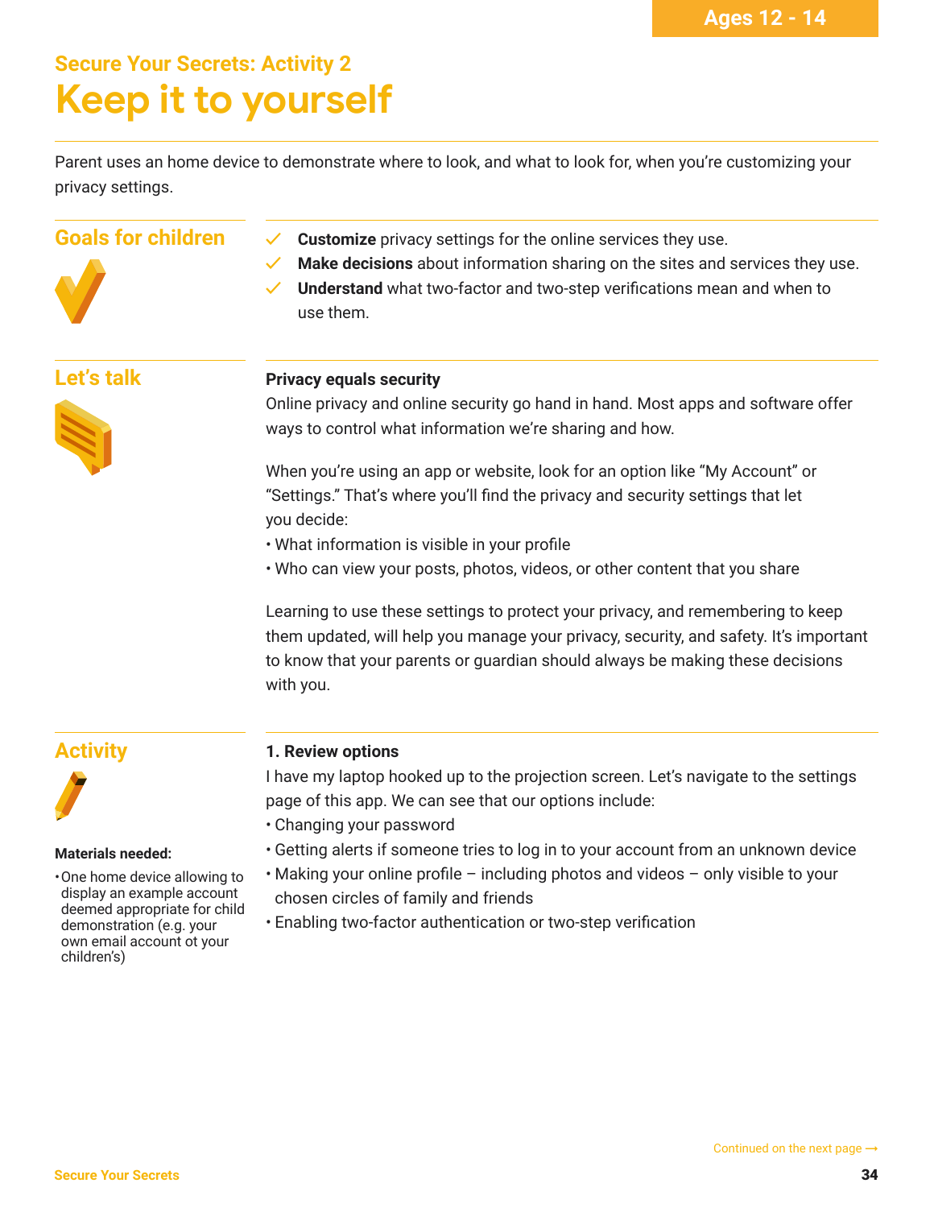Ages 12 - 14

## Secure Your Secrets: Activity 2

# Keep it to yourself

Parent uses an home device to demonstrate where to look, and what to look for, when you're customizing your privacy settings.

## Goals for children

- ✓ **Customize** privacy settings for the online services they use.
- ✓ **Make decisions** about information sharing on the sites and services they use.
- ✓ **Understand** what two-factor and two-step verifications mean and when to use them.

## Let's talk

**Privacy equals security**

Online privacy and online security go hand in hand. Most apps and software offer ways to control what information we're sharing and how.

When you're using an app or website, look for an option like "My Account" or "Settings." That's where you'll find the privacy and security settings that let you decide:

- What information is visible in your profile
- Who can view your posts, photos, videos, or other content that you share

Learning to use these settings to protect your privacy, and remembering to keep them updated, will help you manage your privacy, security, and safety. It's important to know that your parents or guardian should always be making these decisions with you.

## Activity

**Materials needed:**

- One home device allowing to display an example account deemed appropriate for child demonstration (e.g. your own email account ot your children's)

**1. Review options**

I have my laptop hooked up to the projection screen. Let's navigate to the settings page of this app. We can see that our options include:

- Changing your password
- Getting alerts if someone tries to log in to your account from an unknown device
- Making your online profile – including photos and videos – only visible to your chosen circles of family and friends
- Enabling two-factor authentication or two-step verification

Continued on the next page →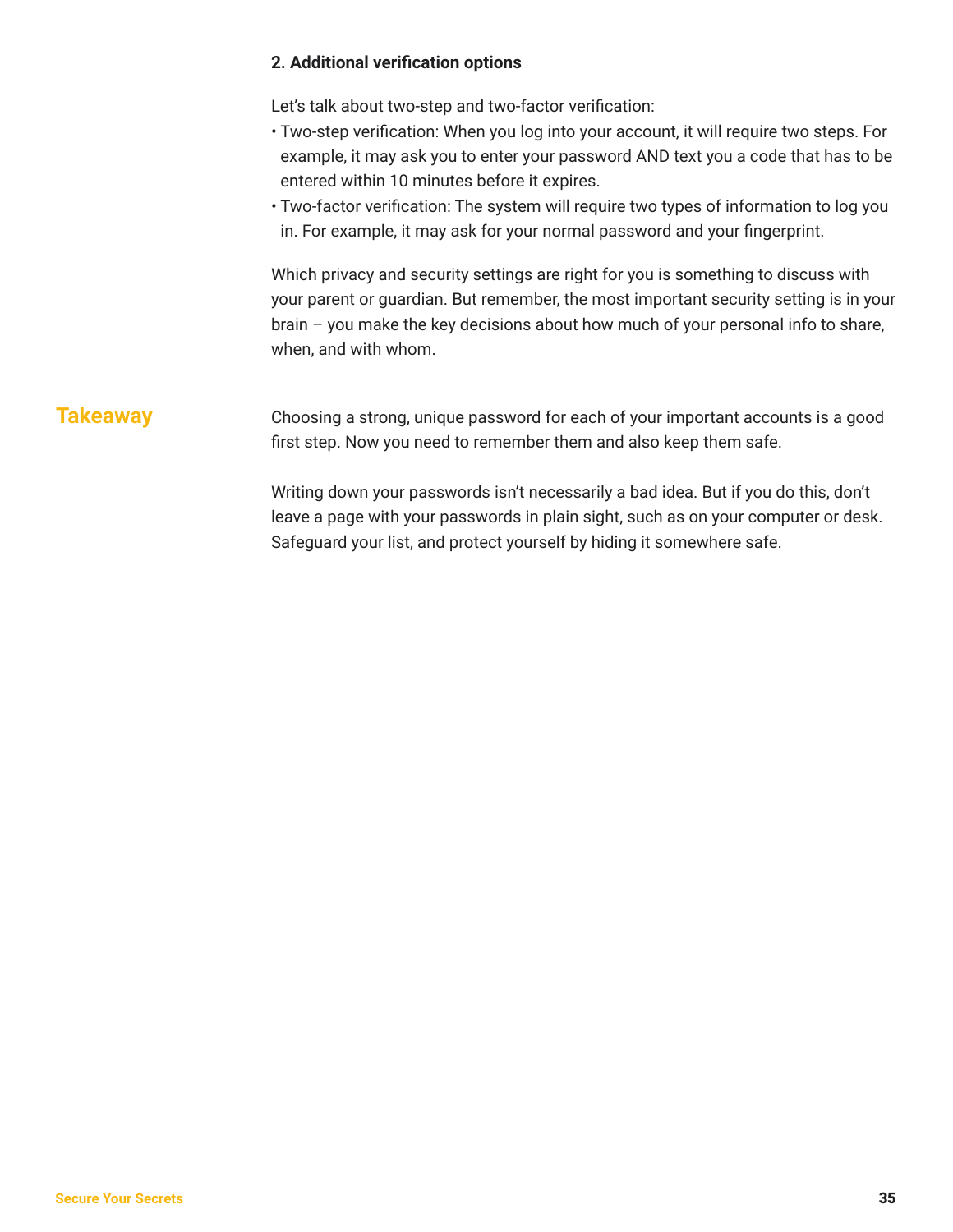**2. Additional verification options**

Let's talk about two-step and two-factor verification:

- Two-step verification: When you log into your account, it will require two steps. For example, it may ask you to enter your password AND text you a code that has to be entered within 10 minutes before it expires.
- Two-factor verification: The system will require two types of information to log you in. For example, it may ask for your normal password and your fingerprint.

Which privacy and security settings are right for you is something to discuss with your parent or guardian. But remember, the most important security setting is in your brain – you make the key decisions about how much of your personal info to share, when, and with whom.

## Takeaway

Choosing a strong, unique password for each of your important accounts is a good first step. Now you need to remember them and also keep them safe.

Writing down your passwords isn't necessarily a bad idea. But if you do this, don't leave a page with your passwords in plain sight, such as on your computer or desk. Safeguard your list, and protect yourself by hiding it somewhere safe.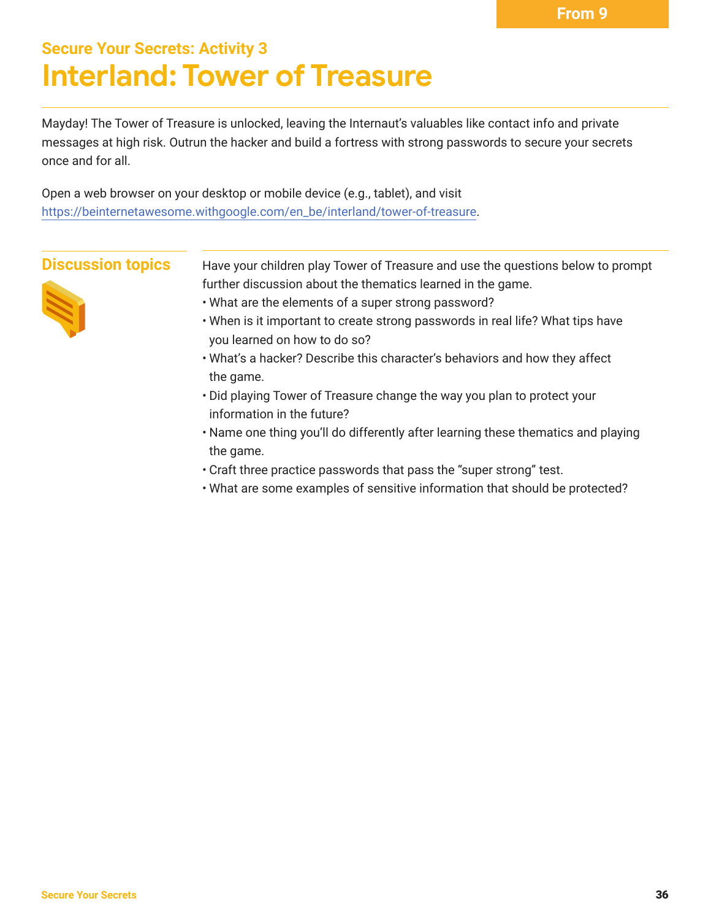From 9

### Secure Your Secrets: Activity 3

# Interland: Tower of Treasure

Mayday! The Tower of Treasure is unlocked, leaving the Internaut's valuables like contact info and private messages at high risk. Outrun the hacker and build a fortress with strong passwords to secure your secrets once and for all.

Open a web browser on your desktop or mobile device (e.g., tablet), and visit https://beinternetawesome.withgoogle.com/en_be/interland/tower-of-treasure.

## Discussion topics

Have your children play Tower of Treasure and use the questions below to prompt further discussion about the thematics learned in the game.

- What are the elements of a super strong password?
- When is it important to create strong passwords in real life? What tips have you learned on how to do so?
- What's a hacker? Describe this character's behaviors and how they affect the game.
- Did playing Tower of Treasure change the way you plan to protect your information in the future?
- Name one thing you'll do differently after learning these thematics and playing the game.
- Craft three practice passwords that pass the "super strong" test.
- What are some examples of sensitive information that should be protected?